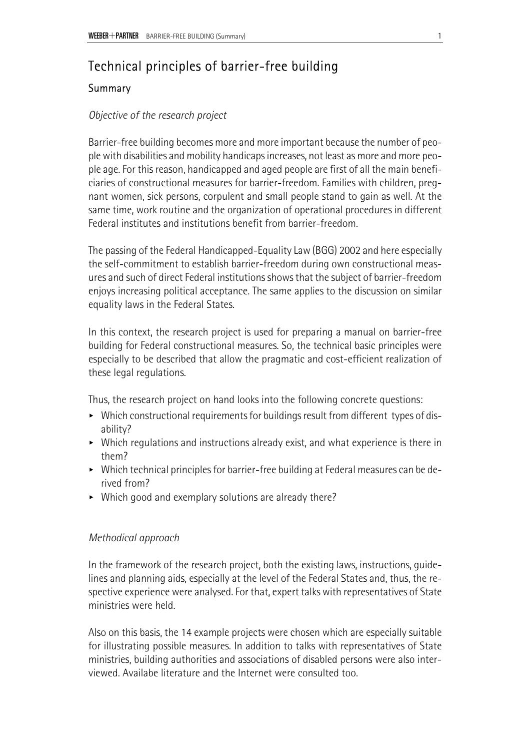# Technical principles of barrier-free building

## Summary

*Objective of the research project*

Barrier-free building becomes more and more important because the number of people with disabilities and mobility handicaps increases, not least as more and more people age. For this reason, handicapped and aged people are first of all the main beneficiaries of constructional measures for barrier-freedom. Families with children, pregnant women, sick persons, corpulent and small people stand to gain as well. At the same time, work routine and the organization of operational procedures in different Federal institutes and institutions benefit from barrier-freedom.

The passing of the Federal Handicapped-Equality Law (BGG) 2002 and here especially the self-commitment to establish barrier-freedom during own constructional measures and such of direct Federal institutions shows that the subject of barrier-freedom enjoys increasing political acceptance. The same applies to the discussion on similar equality laws in the Federal States.

In this context, the research project is used for preparing a manual on barrier-free building for Federal constructional measures. So, the technical basic principles were especially to be described that allow the pragmatic and cost-efficient realization of these legal regulations.

Thus, the research project on hand looks into the following concrete questions:

- Which constructional requirements for buildings result from different types of disability?
- Which regulations and instructions already exist, and what experience is there in them?
- Which technical principles for barrier-free building at Federal measures can be derived from?
- Which good and exemplary solutions are already there?

*Methodical approach*

In the framework of the research project, both the existing laws, instructions, guidelines and planning aids, especially at the level of the Federal States and, thus, the respective experience were analysed. For that, expert talks with representatives of State ministries were held.

Also on this basis, the 14 example projects were chosen which are especially suitable for illustrating possible measures. In addition to talks with representatives of State ministries, building authorities and associations of disabled persons were also interviewed. Availabe literature and the Internet were consulted too.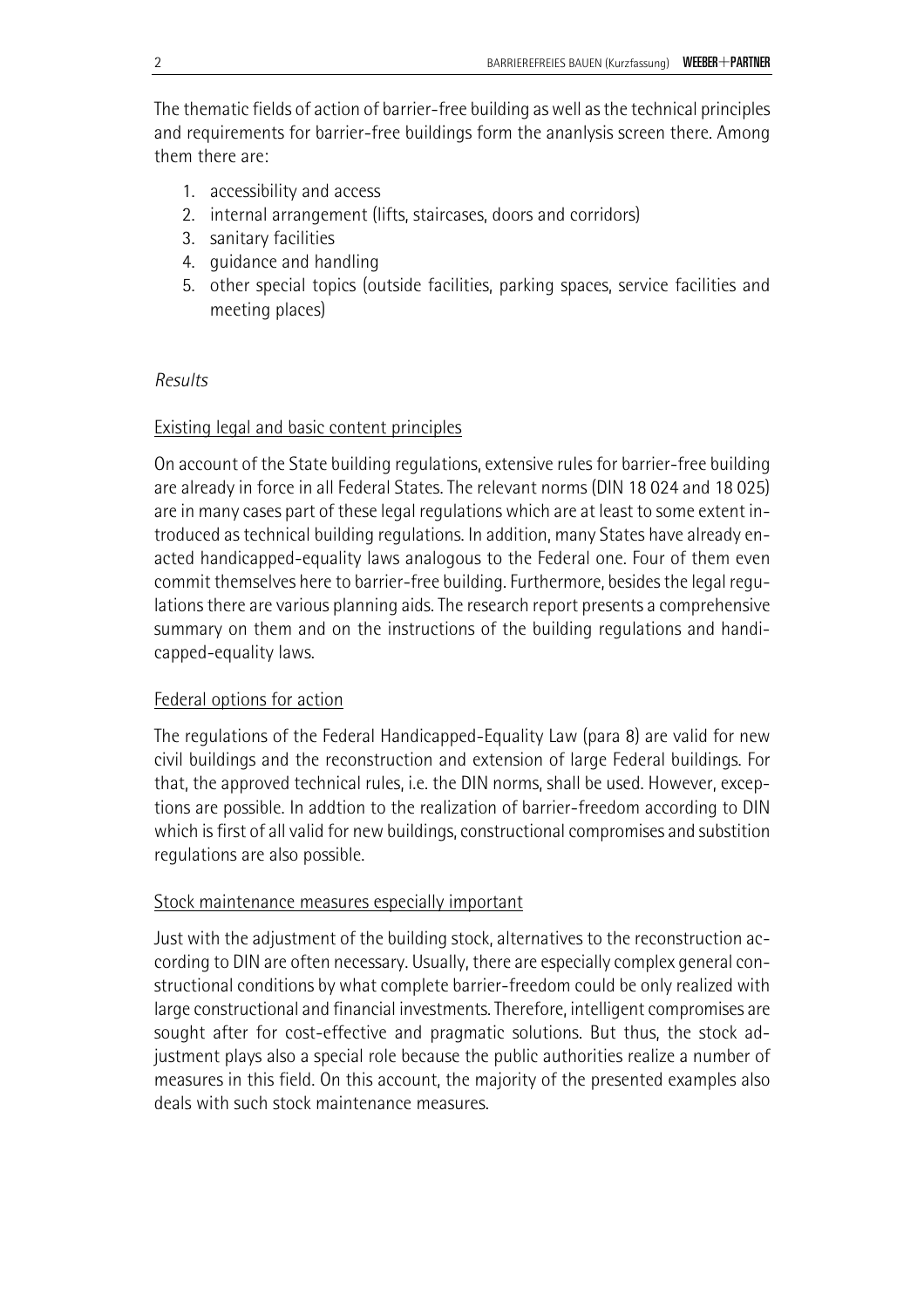The thematic fields of action of barrier-free building as well as the technical principles and requirements for barrier-free buildings form the ananlysis screen there. Among them there are:

1. accessibility and access
2. internal arrangement (lifts, staircases, doors and corridors)
3. sanitary facilities
4. guidance and handling
5. other special topics (outside facilities, parking spaces, service facilities and meeting places)

*Results*

Existing legal and basic content principles

On account of the State building regulations, extensive rules for barrier-free building are already in force in all Federal States. The relevant norms (DIN 18 024 and 18 025) are in many cases part of these legal regulations which are at least to some extent introduced as technical building regulations. In addition, many States have already enacted handicapped-equality laws analogous to the Federal one. Four of them even commit themselves here to barrier-free building. Furthermore, besides the legal regulations there are various planning aids. The research report presents a comprehensive summary on them and on the instructions of the building regulations and handicapped-equality laws.

Federal options for action

The regulations of the Federal Handicapped-Equality Law (para 8) are valid for new civil buildings and the reconstruction and extension of large Federal buildings. For that, the approved technical rules, i.e. the DIN norms, shall be used. However, exceptions are possible. In addtion to the realization of barrier-freedom according to DIN which is first of all valid for new buildings, constructional compromises and substition regulations are also possible.

Stock maintenance measures especially important

Just with the adjustment of the building stock, alternatives to the reconstruction according to DIN are often necessary. Usually, there are especially complex general constructional conditions by what complete barrier-freedom could be only realized with large constructional and financial investments. Therefore, intelligent compromises are sought after for cost-effective and pragmatic solutions. But thus, the stock adjustment plays also a special role because the public authorities realize a number of measures in this field. On this account, the majority of the presented examples also deals with such stock maintenance measures.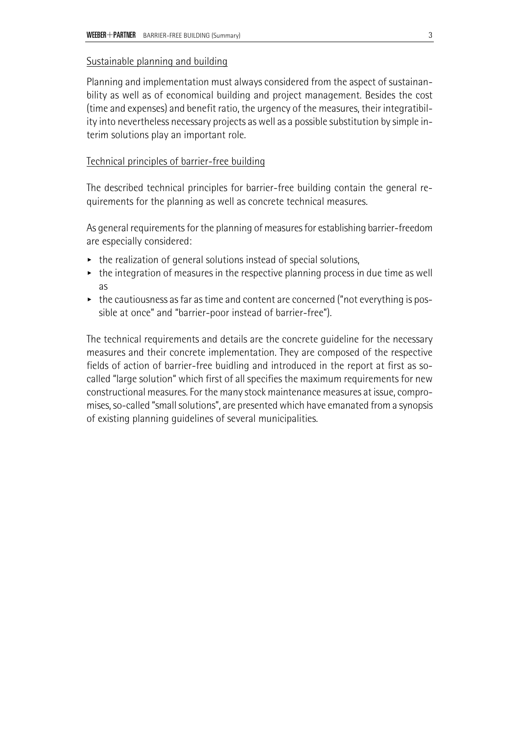Sustainable planning and building

Planning and implementation must always considered from the aspect of sustainanbility as well as of economical building and project management. Besides the cost (time and expenses) and benefit ratio, the urgency of the measures, their integratibility into nevertheless necessary projects as well as a possible substitution by simple interim solutions play an important role.

Technical principles of barrier-free building

The described technical principles for barrier-free building contain the general requirements for the planning as well as concrete technical measures.

As general requirements for the planning of measures for establishing barrier-freedom are especially considered:

- the realization of general solutions instead of special solutions,
- the integration of measures in the respective planning process in due time as well as
- the cautiousness as far as time and content are concerned ("not everything is possible at once" and "barrier-poor instead of barrier-free").

The technical requirements and details are the concrete guideline for the necessary measures and their concrete implementation. They are composed of the respective fields of action of barrier-free buidling and introduced in the report at first as so-called "large solution" which first of all specifies the maximum requirements for new constructional measures. For the many stock maintenance measures at issue, compromises, so-called "small solutions", are presented which have emanated from a synopsis of existing planning guidelines of several municipalities.